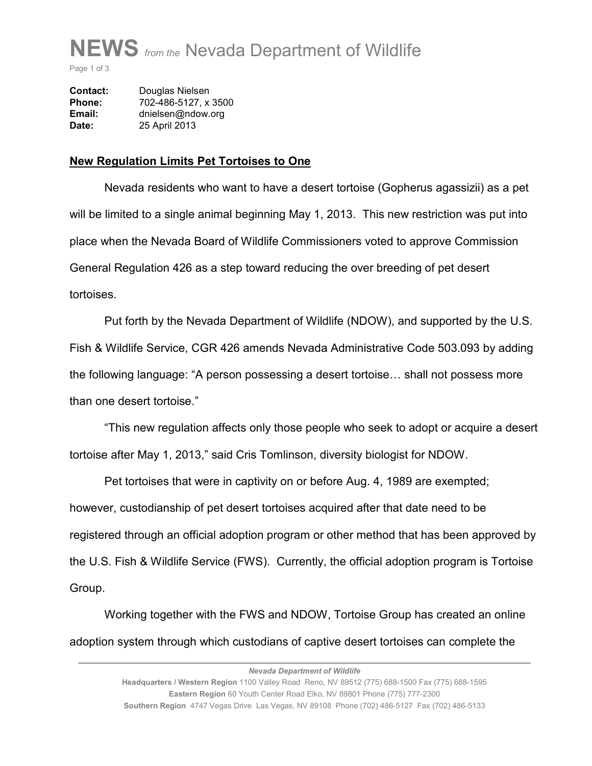# NEWS *from the* Nevada Department of Wildlife

**Contact:** Douglas Nielsen
**Phone:** 702-486-5127, x 3500
**Email:** dnielsen@ndow.org
**Date:** 25 April 2013

## New Regulation Limits Pet Tortoises to One

Nevada residents who want to have a desert tortoise (Gopherus agassizii) as a pet will be limited to a single animal beginning May 1, 2013. This new restriction was put into place when the Nevada Board of Wildlife Commissioners voted to approve Commission General Regulation 426 as a step toward reducing the over breeding of pet desert tortoises.

Put forth by the Nevada Department of Wildlife (NDOW), and supported by the U.S. Fish & Wildlife Service, CGR 426 amends Nevada Administrative Code 503.093 by adding the following language: "A person possessing a desert tortoise… shall not possess more than one desert tortoise."

"This new regulation affects only those people who seek to adopt or acquire a desert tortoise after May 1, 2013," said Cris Tomlinson, diversity biologist for NDOW.

Pet tortoises that were in captivity on or before Aug. 4, 1989 are exempted; however, custodianship of pet desert tortoises acquired after that date need to be registered through an official adoption program or other method that has been approved by the U.S. Fish & Wildlife Service (FWS). Currently, the official adoption program is Tortoise Group.

Working together with the FWS and NDOW, Tortoise Group has created an online adoption system through which custodians of captive desert tortoises can complete the

*Nevada Department of Wildlife*
**Headquarters / Western Region** 1100 Valley Road Reno, NV 89512 (775) 688-1500 Fax (775) 688-1595
**Eastern Region** 60 Youth Center Road Elko, NV 89801 Phone (775) 777-2300
**Southern Region** 4747 Vegas Drive Las Vegas, NV 89108 Phone (702) 486-5127 Fax (702) 486-5133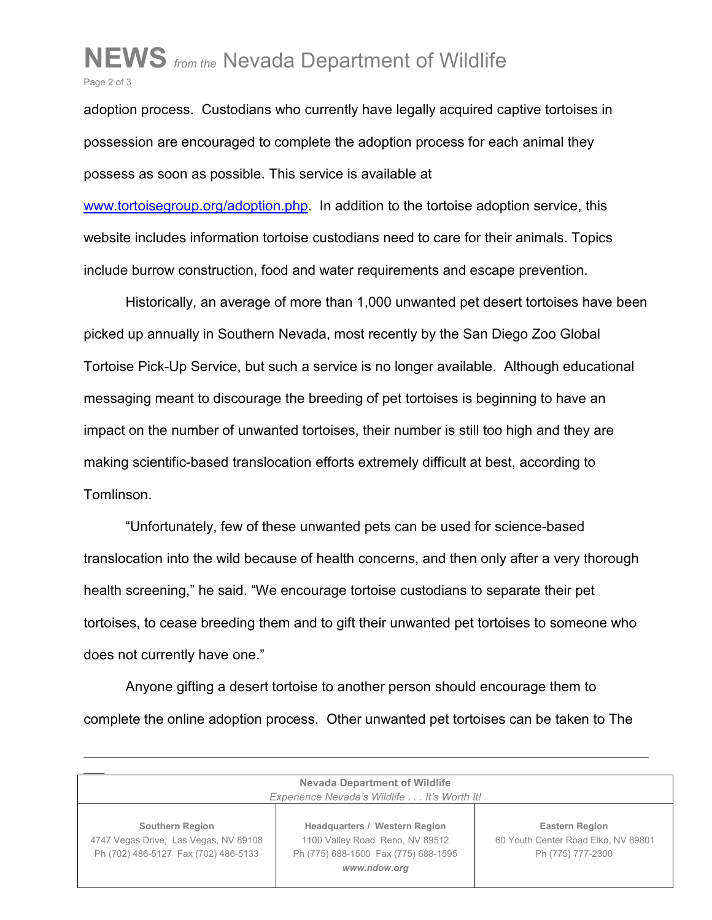adoption process. Custodians who currently have legally acquired captive tortoises in possession are encouraged to complete the adoption process for each animal they possess as soon as possible. This service is available at [www.tortoisegroup.org/adoption.php](http://www.tortoisegroup.org/adoption.php). In addition to the tortoise adoption service, this website includes information tortoise custodians need to care for their animals. Topics include burrow construction, food and water requirements and escape prevention.

Historically, an average of more than 1,000 unwanted pet desert tortoises have been picked up annually in Southern Nevada, most recently by the San Diego Zoo Global Tortoise Pick-Up Service, but such a service is no longer available. Although educational messaging meant to discourage the breeding of pet tortoises is beginning to have an impact on the number of unwanted tortoises, their number is still too high and they are making scientific-based translocation efforts extremely difficult at best, according to Tomlinson.

"Unfortunately, few of these unwanted pets can be used for science-based translocation into the wild because of health concerns, and then only after a very thorough health screening," he said. "We encourage tortoise custodians to separate their pet tortoises, to cease breeding them and to gift their unwanted pet tortoises to someone who does not currently have one."

Anyone gifting a desert tortoise to another person should encourage them to complete the online adoption process. Other unwanted pet tortoises can be taken to The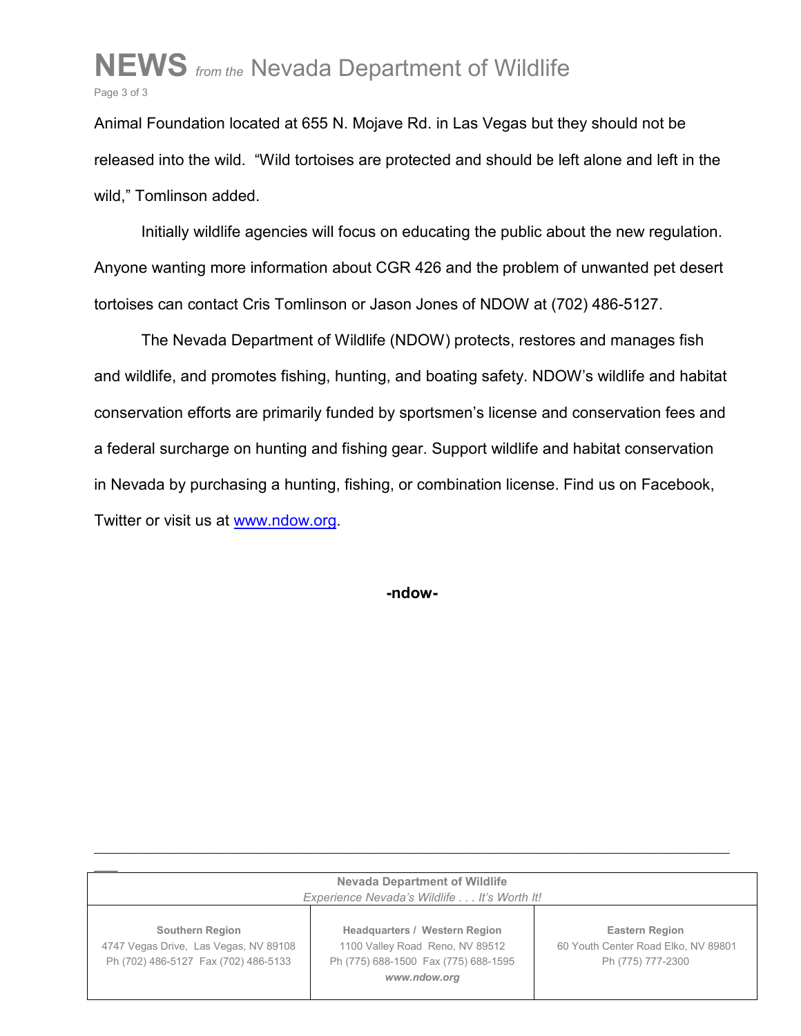Animal Foundation located at 655 N. Mojave Rd. in Las Vegas but they should not be released into the wild.  "Wild tortoises are protected and should be left alone and left in the wild," Tomlinson added.

Initially wildlife agencies will focus on educating the public about the new regulation. Anyone wanting more information about CGR 426 and the problem of unwanted pet desert tortoises can contact Cris Tomlinson or Jason Jones of NDOW at (702) 486-5127.

The Nevada Department of Wildlife (NDOW) protects, restores and manages fish and wildlife, and promotes fishing, hunting, and boating safety. NDOW's wildlife and habitat conservation efforts are primarily funded by sportsmen's license and conservation fees and a federal surcharge on hunting and fishing gear. Support wildlife and habitat conservation in Nevada by purchasing a hunting, fishing, or combination license. Find us on Facebook, Twitter or visit us at [www.ndow.org](http://www.ndow.org).

**-ndow-**

| **Nevada Department of Wildlife** *Experience Nevada's Wildlife . . . It's Worth It!* | | |
|---|---|---|
| **Southern Region** 4747 Vegas Drive, Las Vegas, NV 89108 Ph (702) 486-5127 Fax (702) 486-5133 | **Headquarters / Western Region** 1100 Valley Road Reno, NV 89512 Ph (775) 688-1500 Fax (775) 688-1595 ***www.ndow.org*** | **Eastern Region** 60 Youth Center Road Elko, NV 89801 Ph (775) 777-2300 |